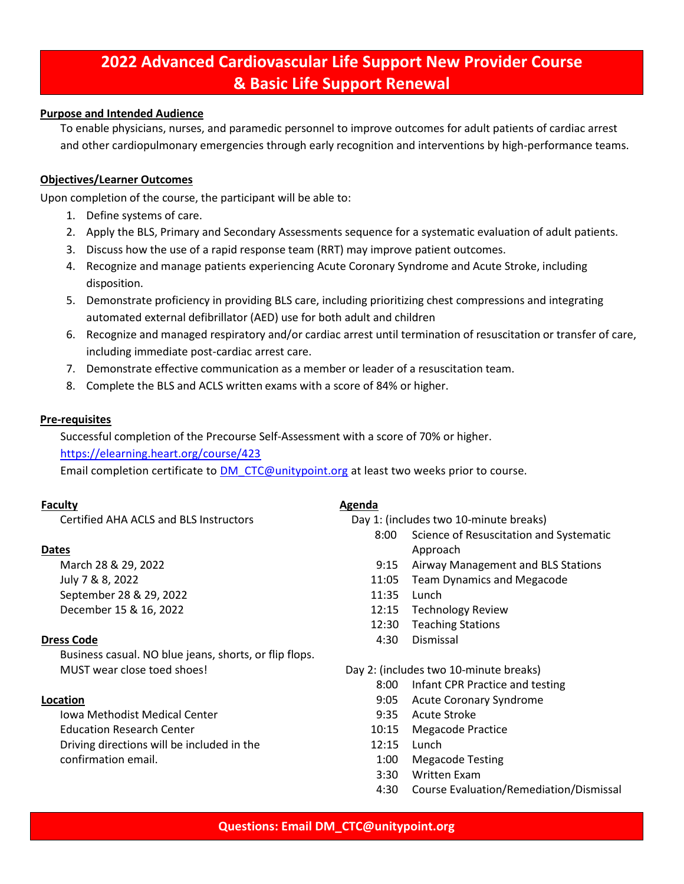# 2022 Advanced Cardiovascular Life Support New Provider Course & Basic Life Support Renewal

**Purpose and Intended Audience**

To enable physicians, nurses, and paramedic personnel to improve outcomes for adult patients of cardiac arrest and other cardiopulmonary emergencies through early recognition and interventions by high-performance teams.

**Objectives/Learner Outcomes**

Upon completion of the course, the participant will be able to:

1. Define systems of care.
2. Apply the BLS, Primary and Secondary Assessments sequence for a systematic evaluation of adult patients.
3. Discuss how the use of a rapid response team (RRT) may improve patient outcomes.
4. Recognize and manage patients experiencing Acute Coronary Syndrome and Acute Stroke, including disposition.
5. Demonstrate proficiency in providing BLS care, including prioritizing chest compressions and integrating automated external defibrillator (AED) use for both adult and children
6. Recognize and managed respiratory and/or cardiac arrest until termination of resuscitation or transfer of care, including immediate post-cardiac arrest care.
7. Demonstrate effective communication as a member or leader of a resuscitation team.
8. Complete the BLS and ACLS written exams with a score of 84% or higher.

**Pre-requisites**

Successful completion of the Precourse Self-Assessment with a score of 70% or higher.
https://elearning.heart.org/course/423
Email completion certificate to DM_CTC@unitypoint.org at least two weeks prior to course.

**Faculty**

Certified AHA ACLS and BLS Instructors

**Dates**

March 28 & 29, 2022
July 7 & 8, 2022
September 28 & 29, 2022
December 15 & 16, 2022

**Dress Code**

Business casual. NO blue jeans, shorts, or flip flops.
MUST wear close toed shoes!

**Location**

Iowa Methodist Medical Center
Education Research Center
Driving directions will be included in the confirmation email.

**Agenda**

Day 1: (includes two 10-minute breaks)

| Time | Activity |
|---|---|
| 8:00 | Science of Resuscitation and Systematic Approach |
| 9:15 | Airway Management and BLS Stations |
| 11:05 | Team Dynamics and Megacode |
| 11:35 | Lunch |
| 12:15 | Technology Review |
| 12:30 | Teaching Stations |
| 4:30 | Dismissal |

Day 2: (includes two 10-minute breaks)

| Time | Activity |
|---|---|
| 8:00 | Infant CPR Practice and testing |
| 9:05 | Acute Coronary Syndrome |
| 9:35 | Acute Stroke |
| 10:15 | Megacode Practice |
| 12:15 | Lunch |
| 1:00 | Megacode Testing |
| 3:30 | Written Exam |
| 4:30 | Course Evaluation/Remediation/Dismissal |

**Questions: Email DM_CTC@unitypoint.org**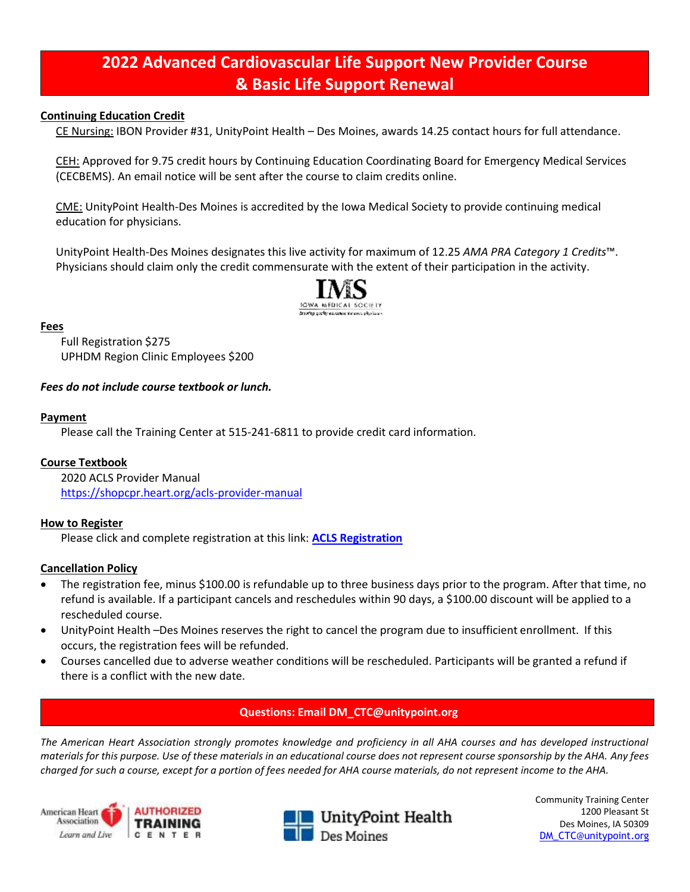# 2022 Advanced Cardiovascular Life Support New Provider Course & Basic Life Support Renewal

**Continuing Education Credit**

CE Nursing: IBON Provider #31, UnityPoint Health – Des Moines, awards 14.25 contact hours for full attendance.

CEH: Approved for 9.75 credit hours by Continuing Education Coordinating Board for Emergency Medical Services (CECBEMS). An email notice will be sent after the course to claim credits online.

CME: UnityPoint Health-Des Moines is accredited by the Iowa Medical Society to provide continuing medical education for physicians.

UnityPoint Health-Des Moines designates this live activity for maximum of 12.25 *AMA PRA Category 1 Credits*™. Physicians should claim only the credit commensurate with the extent of their participation in the activity.

**Fees**

Full Registration $275
UPHDM Region Clinic Employees $200

***Fees do not include course textbook or lunch.***

**Payment**

Please call the Training Center at 515-241-6811 to provide credit card information.

**Course Textbook**

2020 ACLS Provider Manual
https://shopcpr.heart.org/acls-provider-manual

**How to Register**

Please click and complete registration at this link: **ACLS Registration**

**Cancellation Policy**

- The registration fee, minus $100.00 is refundable up to three business days prior to the program. After that time, no refund is available. If a participant cancels and reschedules within 90 days, a $100.00 discount will be applied to a rescheduled course.
- UnityPoint Health –Des Moines reserves the right to cancel the program due to insufficient enrollment. If this occurs, the registration fees will be refunded.
- Courses cancelled due to adverse weather conditions will be rescheduled. Participants will be granted a refund if there is a conflict with the new date.

**Questions: Email DM_CTC@unitypoint.org**

*The American Heart Association strongly promotes knowledge and proficiency in all AHA courses and has developed instructional materials for this purpose. Use of these materials in an educational course does not represent course sponsorship by the AHA. Any fees charged for such a course, except for a portion of fees needed for AHA course materials, do not represent income to the AHA.*

Community Training Center
1200 Pleasant St
Des Moines, IA 50309
DM_CTC@unitypoint.org